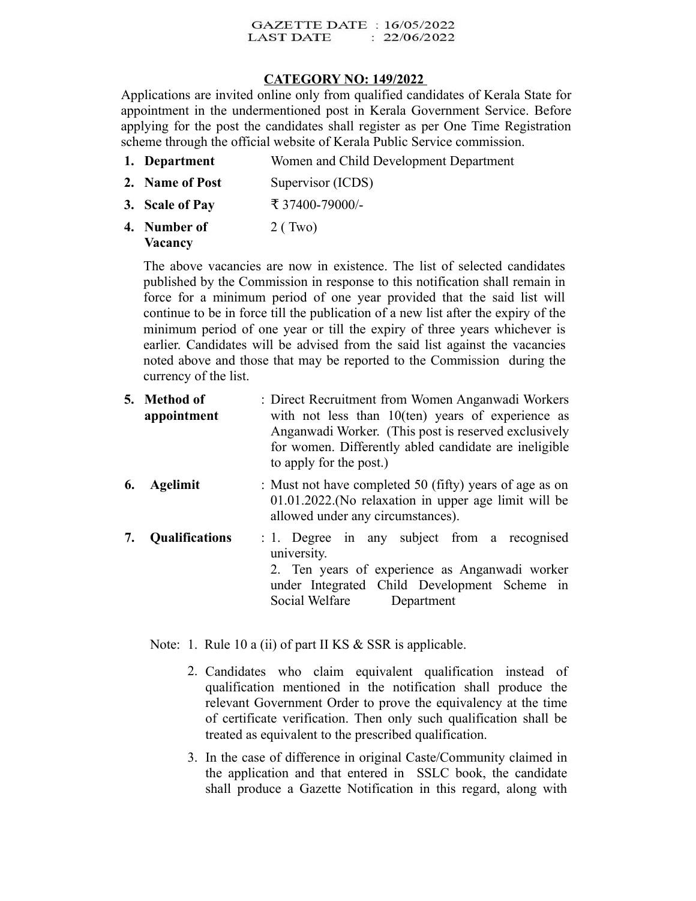GAZETTE DATE : 16/05/2022
LAST DATE : 22/06/2022

## CATEGORY NO: 149/2022

Applications are invited online only from qualified candidates of Kerala State for appointment in the undermentioned post in Kerala Government Service. Before applying for the post the candidates shall register as per One Time Registration scheme through the official website of Kerala Public Service commission.

1. **Department** Women and Child Development Department
2. **Name of Post** Supervisor (ICDS)
3. **Scale of Pay** ₹ 37400-79000/-
4. **Number of Vacancy** 2 ( Two)

   The above vacancies are now in existence. The list of selected candidates published by the Commission in response to this notification shall remain in force for a minimum period of one year provided that the said list will continue to be in force till the publication of a new list after the expiry of the minimum period of one year or till the expiry of three years whichever is earlier. Candidates will be advised from the said list against the vacancies noted above and those that may be reported to the Commission during the currency of the list.

5. **Method of appointment** : Direct Recruitment from Women Anganwadi Workers with not less than 10(ten) years of experience as Anganwadi Worker. (This post is reserved exclusively for women. Differently abled candidate are ineligible to apply for the post.)
6. **Agelimit** : Must not have completed 50 (fifty) years of age as on 01.01.2022.(No relaxation in upper age limit will be allowed under any circumstances).
7. **Qualifications** : 1. Degree in any subject from a recognised university.
   2. Ten years of experience as Anganwadi worker under Integrated Child Development Scheme in Social Welfare Department

Note: 1. Rule 10 a (ii) of part II KS & SSR is applicable.

2. Candidates who claim equivalent qualification instead of qualification mentioned in the notification shall produce the relevant Government Order to prove the equivalency at the time of certificate verification. Then only such qualification shall be treated as equivalent to the prescribed qualification.
3. In the case of difference in original Caste/Community claimed in the application and that entered in SSLC book, the candidate shall produce a Gazette Notification in this regard, along with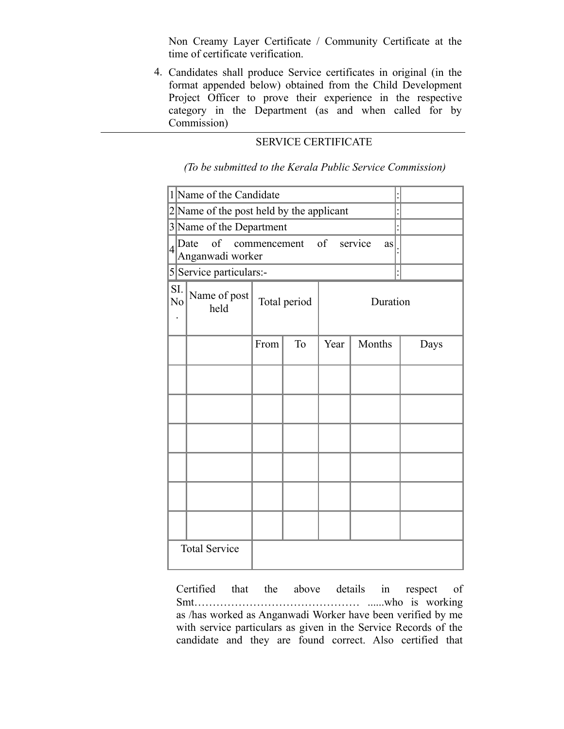Non Creamy Layer Certificate / Community Certificate at the time of certificate verification.

4. Candidates shall produce Service certificates in original (in the format appended below) obtained from the Child Development Project Officer to prove their experience in the respective category in the Department (as and when called for by Commission)

---

SERVICE CERTIFICATE

*(To be submitted to the Kerala Public Service Commission)*

| | | | |
|---|---|---|---|
| 1 | Name of the Candidate | : | |
| 2 | Name of the post held by the applicant | : | |
| 3 | Name of the Department | : | |
| 4 | Date of commencement of service as Anganwadi worker | : | |
| 5 | Service particulars:- | : | |

| SI. No. | Name of post held | Total period | | Duration | | |
|---|---|---|---|---|---|---|
| | | From | To | Year | Months | Days |
| | | | | | | |
| | | | | | | |
| | | | | | | |
| | | | | | | |
| | | | | | | |
| | | | | | | |
| Total Service | | | | | | |

Certified that the above details in respect of Smt…………………………………… ......who is working as /has worked as Anganwadi Worker have been verified by me with service particulars as given in the Service Records of the candidate and they are found correct. Also certified that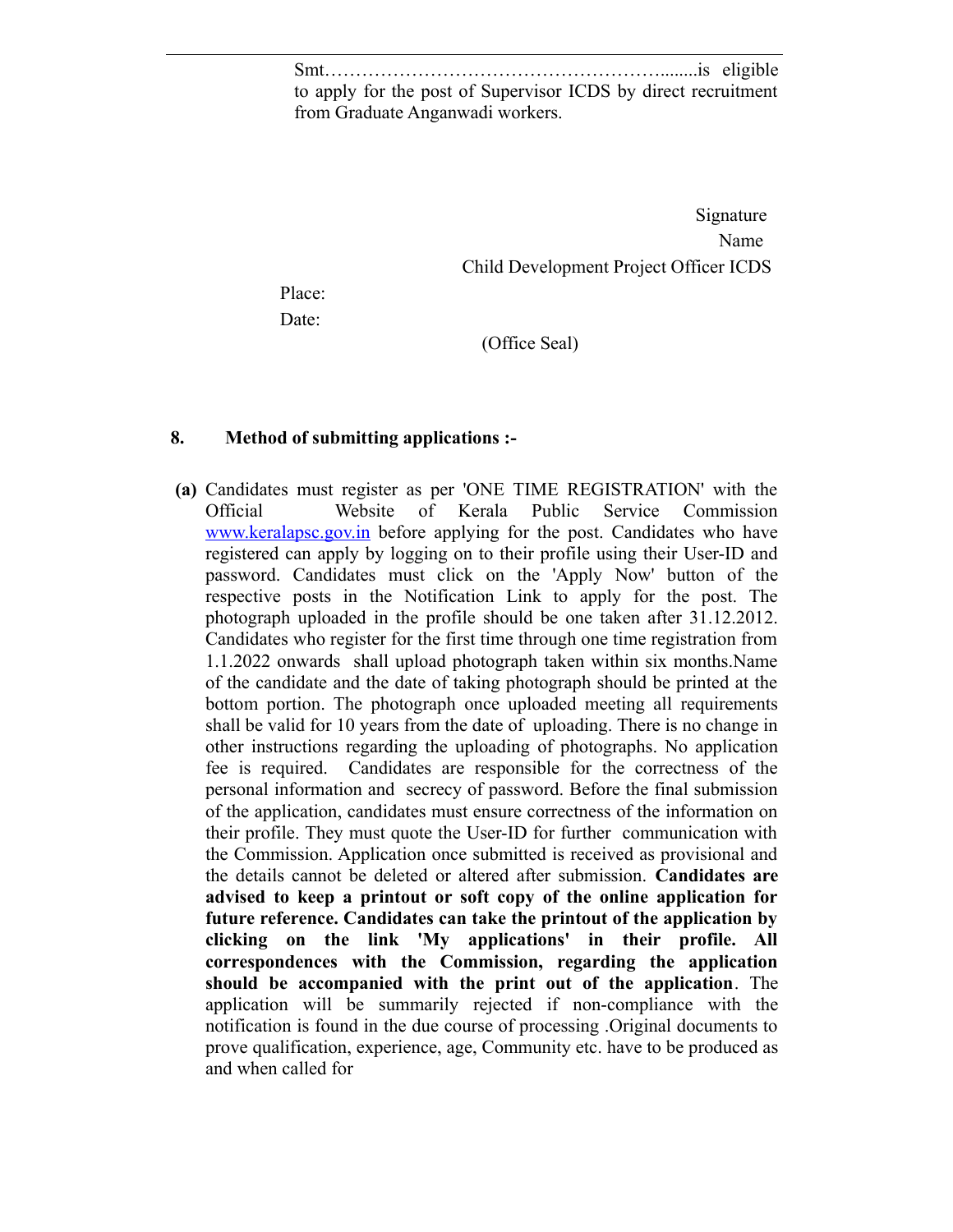Smt…………………………………………….......is eligible to apply for the post of Supervisor ICDS by direct recruitment from Graduate Anganwadi workers.

Signature

Name

Child Development Project Officer ICDS

Place:

Date:

(Office Seal)

**8. Method of submitting applications :-**

**(a)** Candidates must register as per 'ONE TIME REGISTRATION' with the Official Website of Kerala Public Service Commission www.keralapsc.gov.in before applying for the post. Candidates who have registered can apply by logging on to their profile using their User-ID and password. Candidates must click on the 'Apply Now' button of the respective posts in the Notification Link to apply for the post. The photograph uploaded in the profile should be one taken after 31.12.2012. Candidates who register for the first time through one time registration from 1.1.2022 onwards shall upload photograph taken within six months.Name of the candidate and the date of taking photograph should be printed at the bottom portion. The photograph once uploaded meeting all requirements shall be valid for 10 years from the date of uploading. There is no change in other instructions regarding the uploading of photographs. No application fee is required. Candidates are responsible for the correctness of the personal information and secrecy of password. Before the final submission of the application, candidates must ensure correctness of the information on their profile. They must quote the User-ID for further communication with the Commission. Application once submitted is received as provisional and the details cannot be deleted or altered after submission. **Candidates are advised to keep a printout or soft copy of the online application for future reference. Candidates can take the printout of the application by clicking on the link 'My applications' in their profile. All correspondences with the Commission, regarding the application should be accompanied with the print out of the application**. The application will be summarily rejected if non-compliance with the notification is found in the due course of processing .Original documents to prove qualification, experience, age, Community etc. have to be produced as and when called for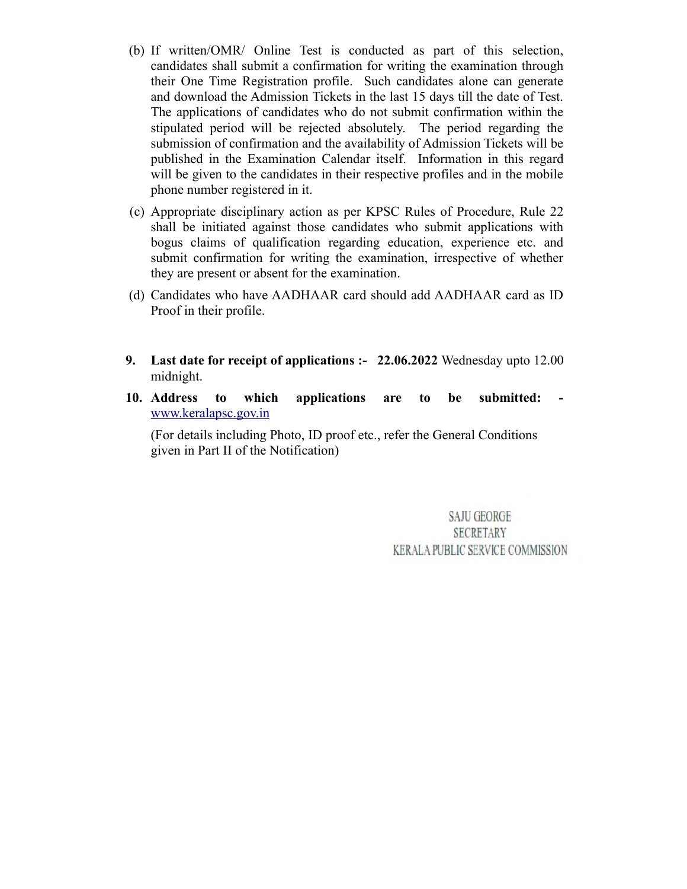(b) If written/OMR/ Online Test is conducted as part of this selection, candidates shall submit a confirmation for writing the examination through their One Time Registration profile. Such candidates alone can generate and download the Admission Tickets in the last 15 days till the date of Test. The applications of candidates who do not submit confirmation within the stipulated period will be rejected absolutely. The period regarding the submission of confirmation and the availability of Admission Tickets will be published in the Examination Calendar itself. Information in this regard will be given to the candidates in their respective profiles and in the mobile phone number registered in it.

(c) Appropriate disciplinary action as per KPSC Rules of Procedure, Rule 22 shall be initiated against those candidates who submit applications with bogus claims of qualification regarding education, experience etc. and submit confirmation for writing the examination, irrespective of whether they are present or absent for the examination.

(d) Candidates who have AADHAAR card should add AADHAAR card as ID Proof in their profile.

**9. Last date for receipt of applications :- 22.06.2022** Wednesday upto 12.00 midnight.

**10. Address to which applications are to be submitted: -** www.keralapsc.gov.in

(For details including Photo, ID proof etc., refer the General Conditions given in Part II of the Notification)

SAJU GEORGE
SECRETARY
KERALA PUBLIC SERVICE COMMISSION